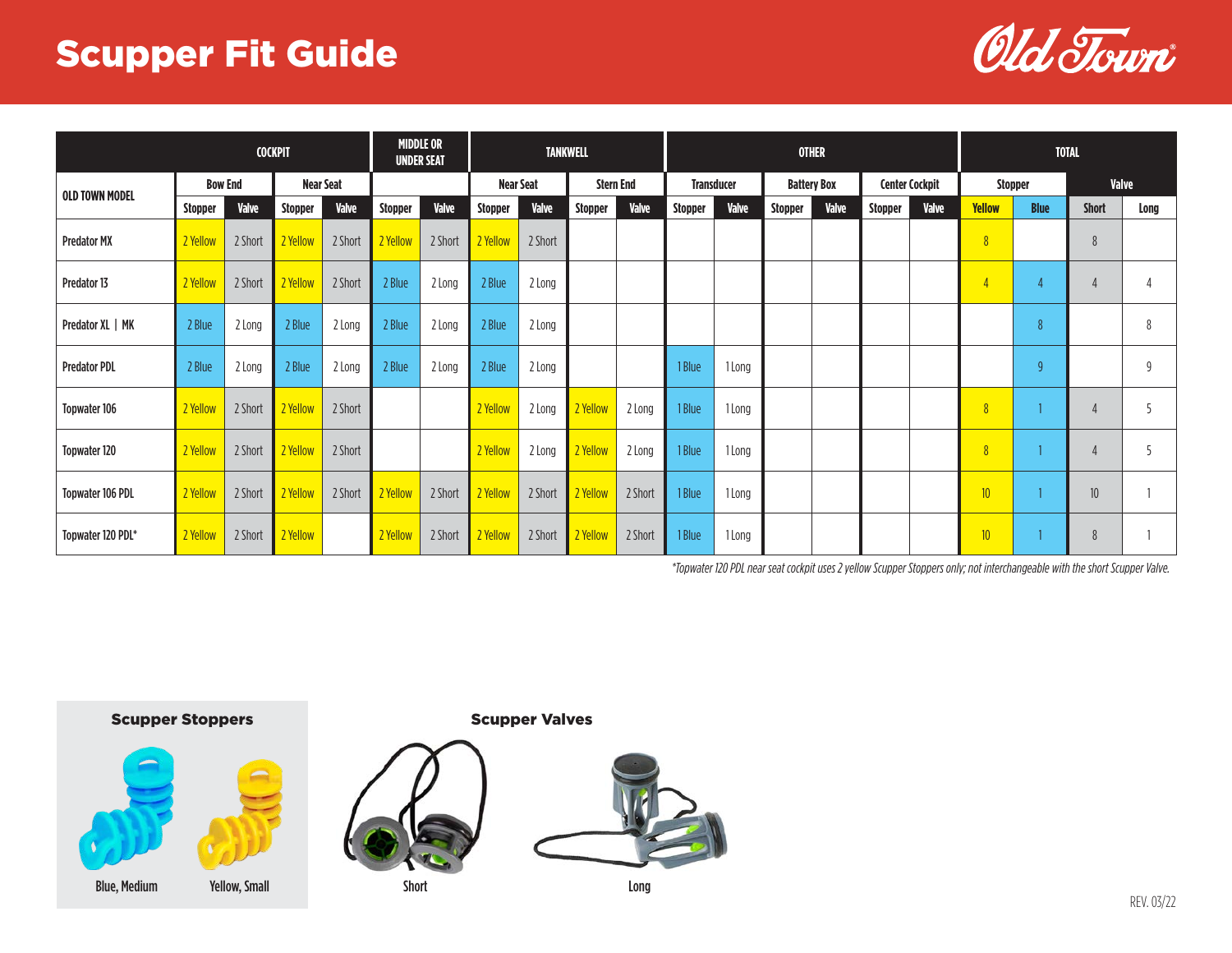# Scupper Fit Guide

| OLD TOWN MODEL | COCKPIT | | | | MIDDLE OR UNDER SEAT | | TANKWELL | | | | OTHER | | | | | | TOTAL | | | |
|---|---|---|---|---|---|---|---|---|---|---|---|---|---|---|---|---|---|---|---|---|
| | Bow End | | Near Seat | | | | Near Seat | | Stern End | | Transducer | | Battery Box | | Center Cockpit | | Stopper | | Valve | |
| | Stopper | Valve | Stopper | Valve | Stopper | Valve | Stopper | Valve | Stopper | Valve | Stopper | Valve | Stopper | Valve | Stopper | Valve | Yellow | Blue | Short | Long |
| Predator MX | 2 Yellow | 2 Short | 2 Yellow | 2 Short | 2 Yellow | 2 Short | 2 Yellow | 2 Short | | | | | | | | | 8 | | 8 | |
| Predator 13 | 2 Yellow | 2 Short | 2 Yellow | 2 Short | 2 Blue | 2 Long | 2 Blue | 2 Long | | | | | | | | | 4 | 4 | 4 | 4 |
| Predator XL \| MK | 2 Blue | 2 Long | 2 Blue | 2 Long | 2 Blue | 2 Long | 2 Blue | 2 Long | | | | | | | | | | 8 | | 8 |
| Predator PDL | 2 Blue | 2 Long | 2 Blue | 2 Long | 2 Blue | 2 Long | 2 Blue | 2 Long | | | 1 Blue | 1 Long | | | | | | 9 | | 9 |
| Topwater 106 | 2 Yellow | 2 Short | 2 Yellow | 2 Short | | | 2 Yellow | 2 Long | 2 Yellow | 2 Long | 1 Blue | 1 Long | | | | | 8 | 1 | 4 | 5 |
| Topwater 120 | 2 Yellow | 2 Short | 2 Yellow | 2 Short | | | 2 Yellow | 2 Long | 2 Yellow | 2 Long | 1 Blue | 1 Long | | | | | 8 | 1 | 4 | 5 |
| Topwater 106 PDL | 2 Yellow | 2 Short | 2 Yellow | 2 Short | 2 Yellow | 2 Short | 2 Yellow | 2 Short | 2 Yellow | 2 Short | 1 Blue | 1 Long | | | | | 10 | 1 | 10 | 1 |
| Topwater 120 PDL* | 2 Yellow | 2 Short | 2 Yellow | | 2 Yellow | 2 Short | 2 Yellow | 2 Short | 2 Yellow | 2 Short | 1 Blue | 1 Long | | | | | 10 | 1 | 8 | 1 |

*Topwater 120 PDL near seat cockpit uses 2 yellow Scupper Stoppers only; not interchangeable with the short Scupper Valve.*

**Scupper Stoppers**

Blue, Medium — Yellow, Small

**Scupper Valves**

Short — Long

REV. 03/22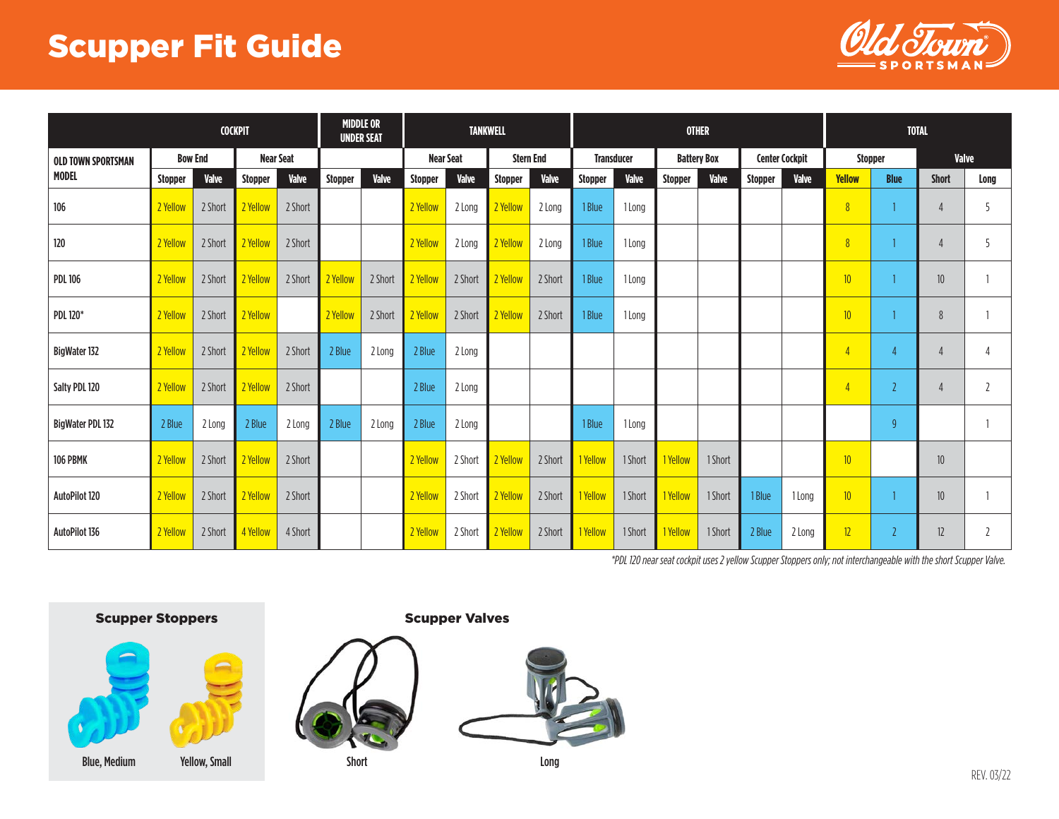# Scupper Fit Guide

| OLD TOWN SPORTSMAN MODEL | COCKPIT | | | | MIDDLE OR UNDER SEAT | | TANKWELL | | | | OTHER | | | | | | TOTAL | | | |
|---|---|---|---|---|---|---|---|---|---|---|---|---|---|---|---|---|---|---|---|---|
| | Bow End | | Near Seat | | | | Near Seat | | Stern End | | Transducer | | Battery Box | | Center Cockpit | | Stopper | | Valve | |
| | Stopper | Valve | Stopper | Valve | Stopper | Valve | Stopper | Valve | Stopper | Valve | Stopper | Valve | Stopper | Valve | Stopper | Valve | Yellow | Blue | Short | Long |
| 106 | 2 Yellow | 2 Short | 2 Yellow | 2 Short | | | 2 Yellow | 2 Long | 2 Yellow | 2 Long | 1 Blue | 1 Long | | | | | 8 | 1 | 4 | 5 |
| 120 | 2 Yellow | 2 Short | 2 Yellow | 2 Short | | | 2 Yellow | 2 Long | 2 Yellow | 2 Long | 1 Blue | 1 Long | | | | | 8 | 1 | 4 | 5 |
| PDL 106 | 2 Yellow | 2 Short | 2 Yellow | 2 Short | 2 Yellow | 2 Short | 2 Yellow | 2 Short | 2 Yellow | 2 Short | 1 Blue | 1 Long | | | | | 10 | 1 | 10 | 1 |
| PDL 120* | 2 Yellow | 2 Short | 2 Yellow | | 2 Yellow | 2 Short | 2 Yellow | 2 Short | 2 Yellow | 2 Short | 1 Blue | 1 Long | | | | | 10 | 1 | 8 | 1 |
| BigWater 132 | 2 Yellow | 2 Short | 2 Yellow | 2 Short | 2 Blue | 2 Long | 2 Blue | 2 Long | | | | | | | | | 4 | 4 | 4 | 4 |
| Salty PDL 120 | 2 Yellow | 2 Short | 2 Yellow | 2 Short | | | 2 Blue | 2 Long | | | | | | | | | 4 | 2 | 4 | 2 |
| BigWater PDL 132 | 2 Blue | 2 Long | 2 Blue | 2 Long | 2 Blue | 2 Long | 2 Blue | 2 Long | | | 1 Blue | 1 Long | | | | | | 9 | | 1 |
| 106 PBMK | 2 Yellow | 2 Short | 2 Yellow | 2 Short | | | 2 Yellow | 2 Short | 2 Yellow | 2 Short | 1 Yellow | 1 Short | 1 Yellow | 1 Short | | | 10 | | 10 | |
| AutoPilot 120 | 2 Yellow | 2 Short | 2 Yellow | 2 Short | | | 2 Yellow | 2 Short | 2 Yellow | 2 Short | 1 Yellow | 1 Short | 1 Yellow | 1 Short | 1 Blue | 1 Long | 10 | 1 | 10 | 1 |
| AutoPilot 136 | 2 Yellow | 2 Short | 4 Yellow | 4 Short | | | 2 Yellow | 2 Short | 2 Yellow | 2 Short | 1 Yellow | 1 Short | 1 Yellow | 1 Short | 2 Blue | 2 Long | 12 | 2 | 12 | 2 |

*PDL 120 near seat cockpit uses 2 yellow Scupper Stoppers only; not interchangeable with the short Scupper Valve.*

**Scupper Stoppers**

Blue, Medium

Yellow, Small

**Scupper Valves**

Short

Long

REV. 03/22